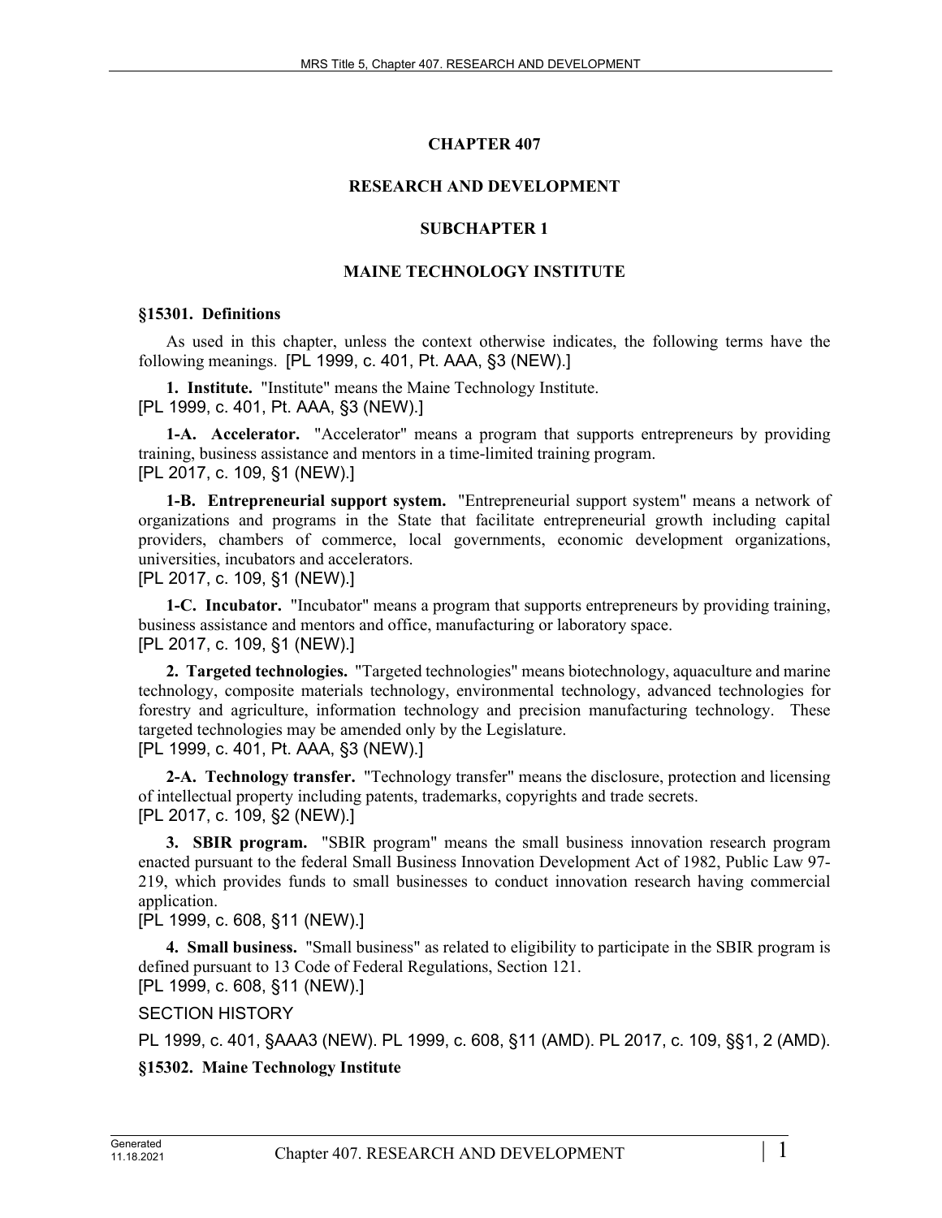# CHAPTER 407

# RESEARCH AND DEVELOPMENT

## SUBCHAPTER 1

## MAINE TECHNOLOGY INSTITUTE

### §15301. Definitions

As used in this chapter, unless the context otherwise indicates, the following terms have the following meanings. [PL 1999, c. 401, Pt. AAA, §3 (NEW).]

**1. Institute.** "Institute" means the Maine Technology Institute.
[PL 1999, c. 401, Pt. AAA, §3 (NEW).]

**1-A. Accelerator.** "Accelerator" means a program that supports entrepreneurs by providing training, business assistance and mentors in a time-limited training program.
[PL 2017, c. 109, §1 (NEW).]

**1-B. Entrepreneurial support system.** "Entrepreneurial support system" means a network of organizations and programs in the State that facilitate entrepreneurial growth including capital providers, chambers of commerce, local governments, economic development organizations, universities, incubators and accelerators.
[PL 2017, c. 109, §1 (NEW).]

**1-C. Incubator.** "Incubator" means a program that supports entrepreneurs by providing training, business assistance and mentors and office, manufacturing or laboratory space.
[PL 2017, c. 109, §1 (NEW).]

**2. Targeted technologies.** "Targeted technologies" means biotechnology, aquaculture and marine technology, composite materials technology, environmental technology, advanced technologies for forestry and agriculture, information technology and precision manufacturing technology. These targeted technologies may be amended only by the Legislature.
[PL 1999, c. 401, Pt. AAA, §3 (NEW).]

**2-A. Technology transfer.** "Technology transfer" means the disclosure, protection and licensing of intellectual property including patents, trademarks, copyrights and trade secrets.
[PL 2017, c. 109, §2 (NEW).]

**3. SBIR program.** "SBIR program" means the small business innovation research program enacted pursuant to the federal Small Business Innovation Development Act of 1982, Public Law 97-219, which provides funds to small businesses to conduct innovation research having commercial application.
[PL 1999, c. 608, §11 (NEW).]

**4. Small business.** "Small business" as related to eligibility to participate in the SBIR program is defined pursuant to 13 Code of Federal Regulations, Section 121.
[PL 1999, c. 608, §11 (NEW).]

SECTION HISTORY

PL 1999, c. 401, §AAA3 (NEW). PL 1999, c. 608, §11 (AMD). PL 2017, c. 109, §§1, 2 (AMD).

### §15302. Maine Technology Institute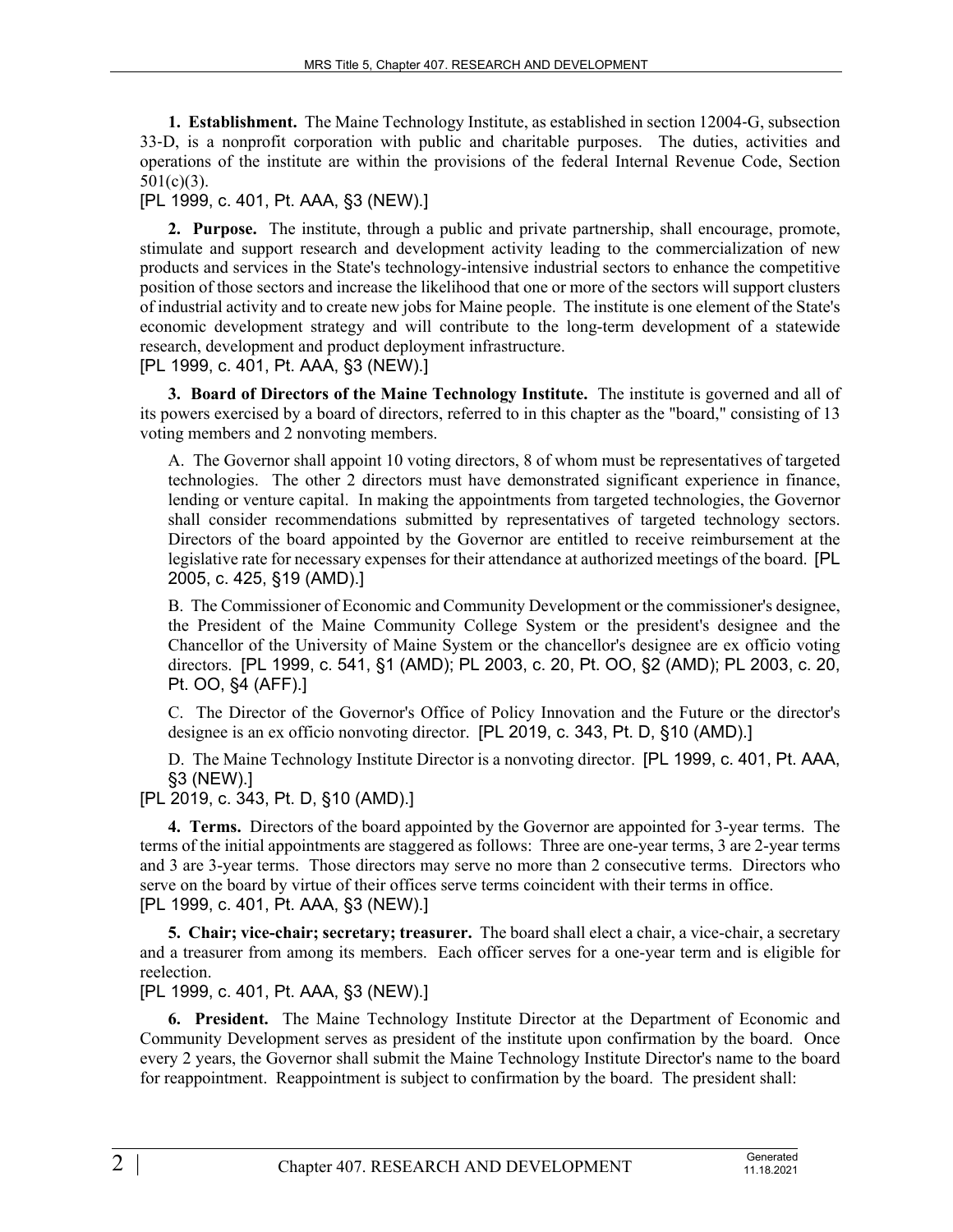**1. Establishment.** The Maine Technology Institute, as established in section 12004-G, subsection 33-D, is a nonprofit corporation with public and charitable purposes. The duties, activities and operations of the institute are within the provisions of the federal Internal Revenue Code, Section 501(c)(3).

[PL 1999, c. 401, Pt. AAA, §3 (NEW).]

**2. Purpose.** The institute, through a public and private partnership, shall encourage, promote, stimulate and support research and development activity leading to the commercialization of new products and services in the State's technology-intensive industrial sectors to enhance the competitive position of those sectors and increase the likelihood that one or more of the sectors will support clusters of industrial activity and to create new jobs for Maine people. The institute is one element of the State's economic development strategy and will contribute to the long-term development of a statewide research, development and product deployment infrastructure.

[PL 1999, c. 401, Pt. AAA, §3 (NEW).]

**3. Board of Directors of the Maine Technology Institute.** The institute is governed and all of its powers exercised by a board of directors, referred to in this chapter as the "board," consisting of 13 voting members and 2 nonvoting members.

A. The Governor shall appoint 10 voting directors, 8 of whom must be representatives of targeted technologies. The other 2 directors must have demonstrated significant experience in finance, lending or venture capital. In making the appointments from targeted technologies, the Governor shall consider recommendations submitted by representatives of targeted technology sectors. Directors of the board appointed by the Governor are entitled to receive reimbursement at the legislative rate for necessary expenses for their attendance at authorized meetings of the board. [PL 2005, c. 425, §19 (AMD).]

B. The Commissioner of Economic and Community Development or the commissioner's designee, the President of the Maine Community College System or the president's designee and the Chancellor of the University of Maine System or the chancellor's designee are ex officio voting directors. [PL 1999, c. 541, §1 (AMD); PL 2003, c. 20, Pt. OO, §2 (AMD); PL 2003, c. 20, Pt. OO, §4 (AFF).]

C. The Director of the Governor's Office of Policy Innovation and the Future or the director's designee is an ex officio nonvoting director. [PL 2019, c. 343, Pt. D, §10 (AMD).]

D. The Maine Technology Institute Director is a nonvoting director. [PL 1999, c. 401, Pt. AAA, §3 (NEW).]

[PL 2019, c. 343, Pt. D, §10 (AMD).]

**4. Terms.** Directors of the board appointed by the Governor are appointed for 3-year terms. The terms of the initial appointments are staggered as follows: Three are one-year terms, 3 are 2-year terms and 3 are 3-year terms. Those directors may serve no more than 2 consecutive terms. Directors who serve on the board by virtue of their offices serve terms coincident with their terms in office.

[PL 1999, c. 401, Pt. AAA, §3 (NEW).]

**5. Chair; vice-chair; secretary; treasurer.** The board shall elect a chair, a vice-chair, a secretary and a treasurer from among its members. Each officer serves for a one-year term and is eligible for reelection.

[PL 1999, c. 401, Pt. AAA, §3 (NEW).]

**6. President.** The Maine Technology Institute Director at the Department of Economic and Community Development serves as president of the institute upon confirmation by the board. Once every 2 years, the Governor shall submit the Maine Technology Institute Director's name to the board for reappointment. Reappointment is subject to confirmation by the board. The president shall: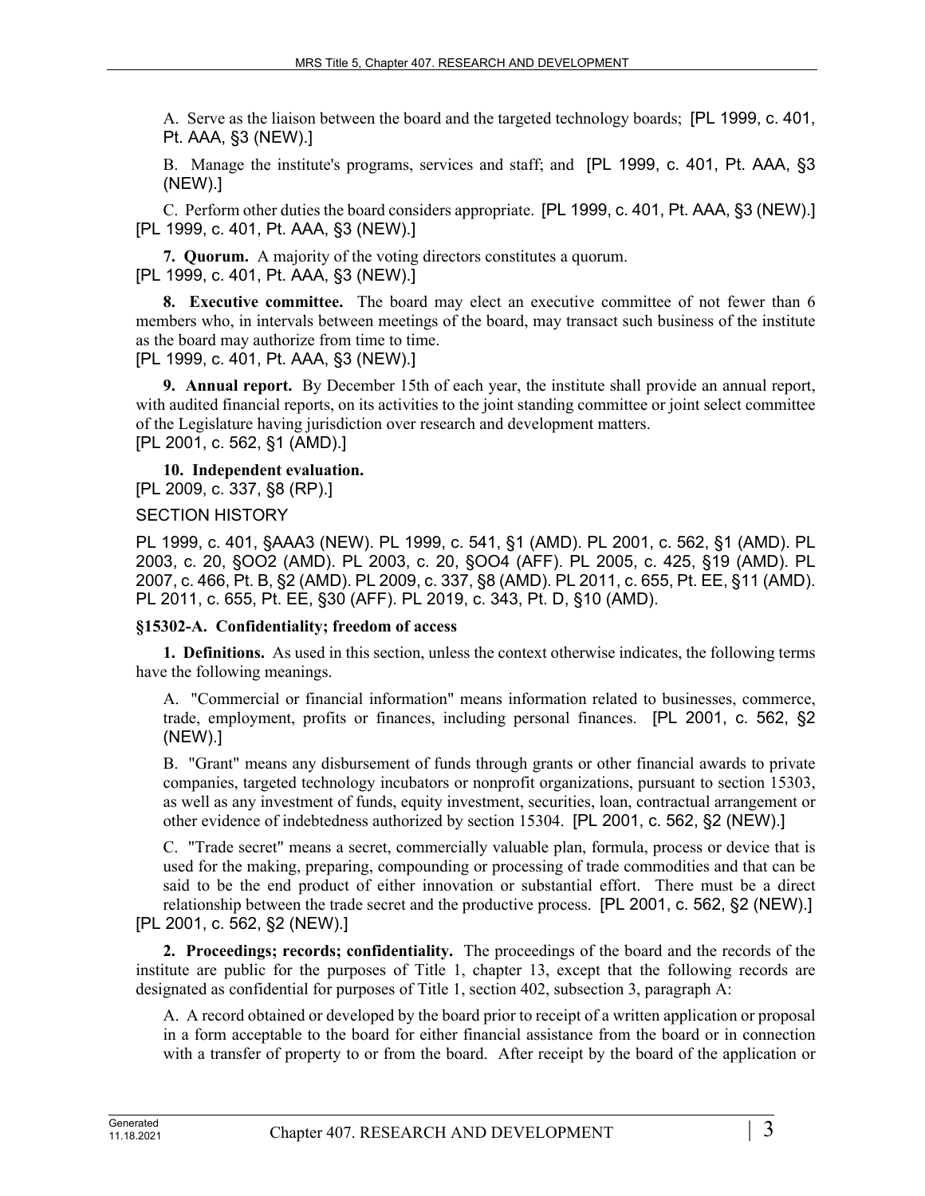A. Serve as the liaison between the board and the targeted technology boards; [PL 1999, c. 401, Pt. AAA, §3 (NEW).]

B. Manage the institute's programs, services and staff; and [PL 1999, c. 401, Pt. AAA, §3 (NEW).]

C. Perform other duties the board considers appropriate. [PL 1999, c. 401, Pt. AAA, §3 (NEW).]

[PL 1999, c. 401, Pt. AAA, §3 (NEW).]

**7. Quorum.** A majority of the voting directors constitutes a quorum.

[PL 1999, c. 401, Pt. AAA, §3 (NEW).]

**8. Executive committee.** The board may elect an executive committee of not fewer than 6 members who, in intervals between meetings of the board, may transact such business of the institute as the board may authorize from time to time.

[PL 1999, c. 401, Pt. AAA, §3 (NEW).]

**9. Annual report.** By December 15th of each year, the institute shall provide an annual report, with audited financial reports, on its activities to the joint standing committee or joint select committee of the Legislature having jurisdiction over research and development matters.

[PL 2001, c. 562, §1 (AMD).]

**10. Independent evaluation.**

[PL 2009, c. 337, §8 (RP).]

SECTION HISTORY

PL 1999, c. 401, §AAA3 (NEW). PL 1999, c. 541, §1 (AMD). PL 2001, c. 562, §1 (AMD). PL 2003, c. 20, §OO2 (AMD). PL 2003, c. 20, §OO4 (AFF). PL 2005, c. 425, §19 (AMD). PL 2007, c. 466, Pt. B, §2 (AMD). PL 2009, c. 337, §8 (AMD). PL 2011, c. 655, Pt. EE, §11 (AMD). PL 2011, c. 655, Pt. EE, §30 (AFF). PL 2019, c. 343, Pt. D, §10 (AMD).

### §15302-A. Confidentiality; freedom of access

**1. Definitions.** As used in this section, unless the context otherwise indicates, the following terms have the following meanings.

A. "Commercial or financial information" means information related to businesses, commerce, trade, employment, profits or finances, including personal finances. [PL 2001, c. 562, §2 (NEW).]

B. "Grant" means any disbursement of funds through grants or other financial awards to private companies, targeted technology incubators or nonprofit organizations, pursuant to section 15303, as well as any investment of funds, equity investment, securities, loan, contractual arrangement or other evidence of indebtedness authorized by section 15304. [PL 2001, c. 562, §2 (NEW).]

C. "Trade secret" means a secret, commercially valuable plan, formula, process or device that is used for the making, preparing, compounding or processing of trade commodities and that can be said to be the end product of either innovation or substantial effort. There must be a direct relationship between the trade secret and the productive process. [PL 2001, c. 562, §2 (NEW).]

[PL 2001, c. 562, §2 (NEW).]

**2. Proceedings; records; confidentiality.** The proceedings of the board and the records of the institute are public for the purposes of Title 1, chapter 13, except that the following records are designated as confidential for purposes of Title 1, section 402, subsection 3, paragraph A:

A. A record obtained or developed by the board prior to receipt of a written application or proposal in a form acceptable to the board for either financial assistance from the board or in connection with a transfer of property to or from the board. After receipt by the board of the application or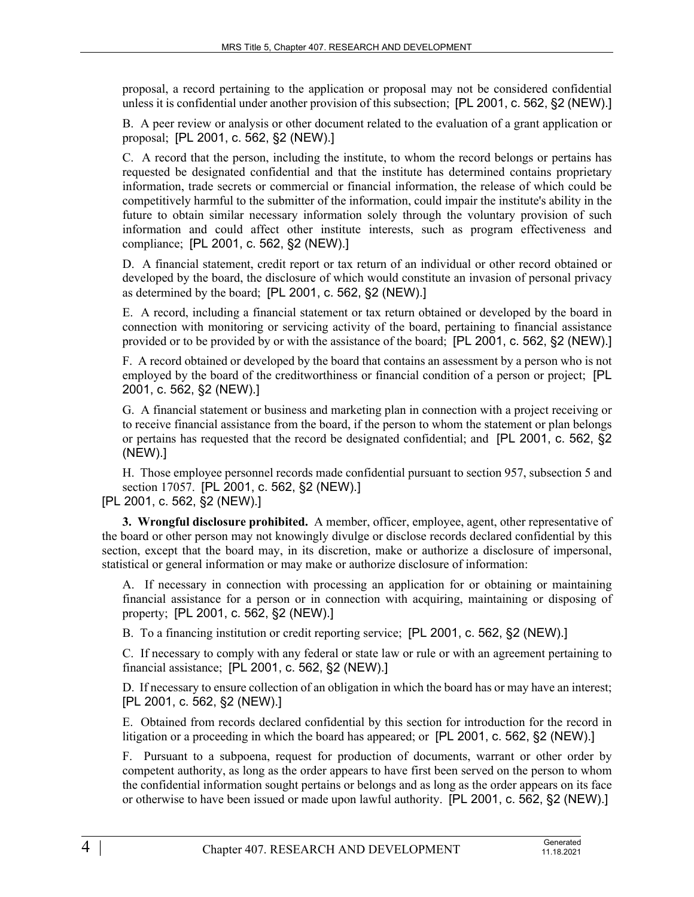proposal, a record pertaining to the application or proposal may not be considered confidential unless it is confidential under another provision of this subsection; [PL 2001, c. 562, §2 (NEW).]

B. A peer review or analysis or other document related to the evaluation of a grant application or proposal; [PL 2001, c. 562, §2 (NEW).]

C. A record that the person, including the institute, to whom the record belongs or pertains has requested be designated confidential and that the institute has determined contains proprietary information, trade secrets or commercial or financial information, the release of which could be competitively harmful to the submitter of the information, could impair the institute's ability in the future to obtain similar necessary information solely through the voluntary provision of such information and could affect other institute interests, such as program effectiveness and compliance; [PL 2001, c. 562, §2 (NEW).]

D. A financial statement, credit report or tax return of an individual or other record obtained or developed by the board, the disclosure of which would constitute an invasion of personal privacy as determined by the board; [PL 2001, c. 562, §2 (NEW).]

E. A record, including a financial statement or tax return obtained or developed by the board in connection with monitoring or servicing activity of the board, pertaining to financial assistance provided or to be provided by or with the assistance of the board; [PL 2001, c. 562, §2 (NEW).]

F. A record obtained or developed by the board that contains an assessment by a person who is not employed by the board of the creditworthiness or financial condition of a person or project; [PL 2001, c. 562, §2 (NEW).]

G. A financial statement or business and marketing plan in connection with a project receiving or to receive financial assistance from the board, if the person to whom the statement or plan belongs or pertains has requested that the record be designated confidential; and [PL 2001, c. 562, §2 (NEW).]

H. Those employee personnel records made confidential pursuant to section 957, subsection 5 and section 17057. [PL 2001, c. 562, §2 (NEW).]

[PL 2001, c. 562, §2 (NEW).]

**3. Wrongful disclosure prohibited.** A member, officer, employee, agent, other representative of the board or other person may not knowingly divulge or disclose records declared confidential by this section, except that the board may, in its discretion, make or authorize a disclosure of impersonal, statistical or general information or may make or authorize disclosure of information:

A. If necessary in connection with processing an application for or obtaining or maintaining financial assistance for a person or in connection with acquiring, maintaining or disposing of property; [PL 2001, c. 562, §2 (NEW).]

B. To a financing institution or credit reporting service; [PL 2001, c. 562, §2 (NEW).]

C. If necessary to comply with any federal or state law or rule or with an agreement pertaining to financial assistance; [PL 2001, c. 562, §2 (NEW).]

D. If necessary to ensure collection of an obligation in which the board has or may have an interest; [PL 2001, c. 562, §2 (NEW).]

E. Obtained from records declared confidential by this section for introduction for the record in litigation or a proceeding in which the board has appeared; or [PL 2001, c. 562, §2 (NEW).]

F. Pursuant to a subpoena, request for production of documents, warrant or other order by competent authority, as long as the order appears to have first been served on the person to whom the confidential information sought pertains or belongs and as long as the order appears on its face or otherwise to have been issued or made upon lawful authority. [PL 2001, c. 562, §2 (NEW).]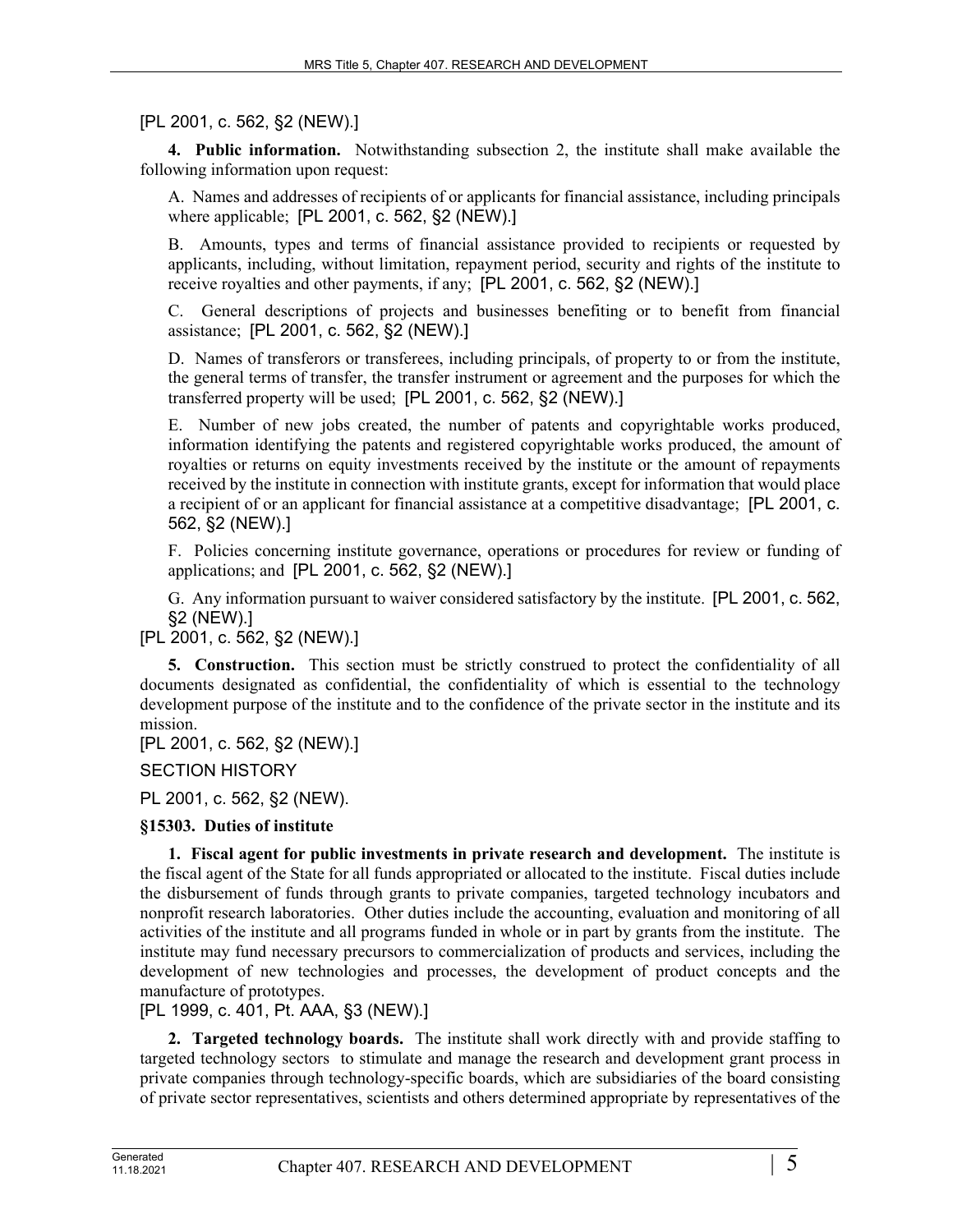[PL 2001, c. 562, §2 (NEW).]

**4. Public information.** Notwithstanding subsection 2, the institute shall make available the following information upon request:

A. Names and addresses of recipients of or applicants for financial assistance, including principals where applicable; [PL 2001, c. 562, §2 (NEW).]

B. Amounts, types and terms of financial assistance provided to recipients or requested by applicants, including, without limitation, repayment period, security and rights of the institute to receive royalties and other payments, if any; [PL 2001, c. 562, §2 (NEW).]

C. General descriptions of projects and businesses benefiting or to benefit from financial assistance; [PL 2001, c. 562, §2 (NEW).]

D. Names of transferors or transferees, including principals, of property to or from the institute, the general terms of transfer, the transfer instrument or agreement and the purposes for which the transferred property will be used; [PL 2001, c. 562, §2 (NEW).]

E. Number of new jobs created, the number of patents and copyrightable works produced, information identifying the patents and registered copyrightable works produced, the amount of royalties or returns on equity investments received by the institute or the amount of repayments received by the institute in connection with institute grants, except for information that would place a recipient of or an applicant for financial assistance at a competitive disadvantage; [PL 2001, c. 562, §2 (NEW).]

F. Policies concerning institute governance, operations or procedures for review or funding of applications; and [PL 2001, c. 562, §2 (NEW).]

G. Any information pursuant to waiver considered satisfactory by the institute. [PL 2001, c. 562, §2 (NEW).]

[PL 2001, c. 562, §2 (NEW).]

**5. Construction.** This section must be strictly construed to protect the confidentiality of all documents designated as confidential, the confidentiality of which is essential to the technology development purpose of the institute and to the confidence of the private sector in the institute and its mission.

[PL 2001, c. 562, §2 (NEW).]

SECTION HISTORY

PL 2001, c. 562, §2 (NEW).

**§15303. Duties of institute**

**1. Fiscal agent for public investments in private research and development.** The institute is the fiscal agent of the State for all funds appropriated or allocated to the institute. Fiscal duties include the disbursement of funds through grants to private companies, targeted technology incubators and nonprofit research laboratories. Other duties include the accounting, evaluation and monitoring of all activities of the institute and all programs funded in whole or in part by grants from the institute. The institute may fund necessary precursors to commercialization of products and services, including the development of new technologies and processes, the development of product concepts and the manufacture of prototypes.

[PL 1999, c. 401, Pt. AAA, §3 (NEW).]

**2. Targeted technology boards.** The institute shall work directly with and provide staffing to targeted technology sectors to stimulate and manage the research and development grant process in private companies through technology-specific boards, which are subsidiaries of the board consisting of private sector representatives, scientists and others determined appropriate by representatives of the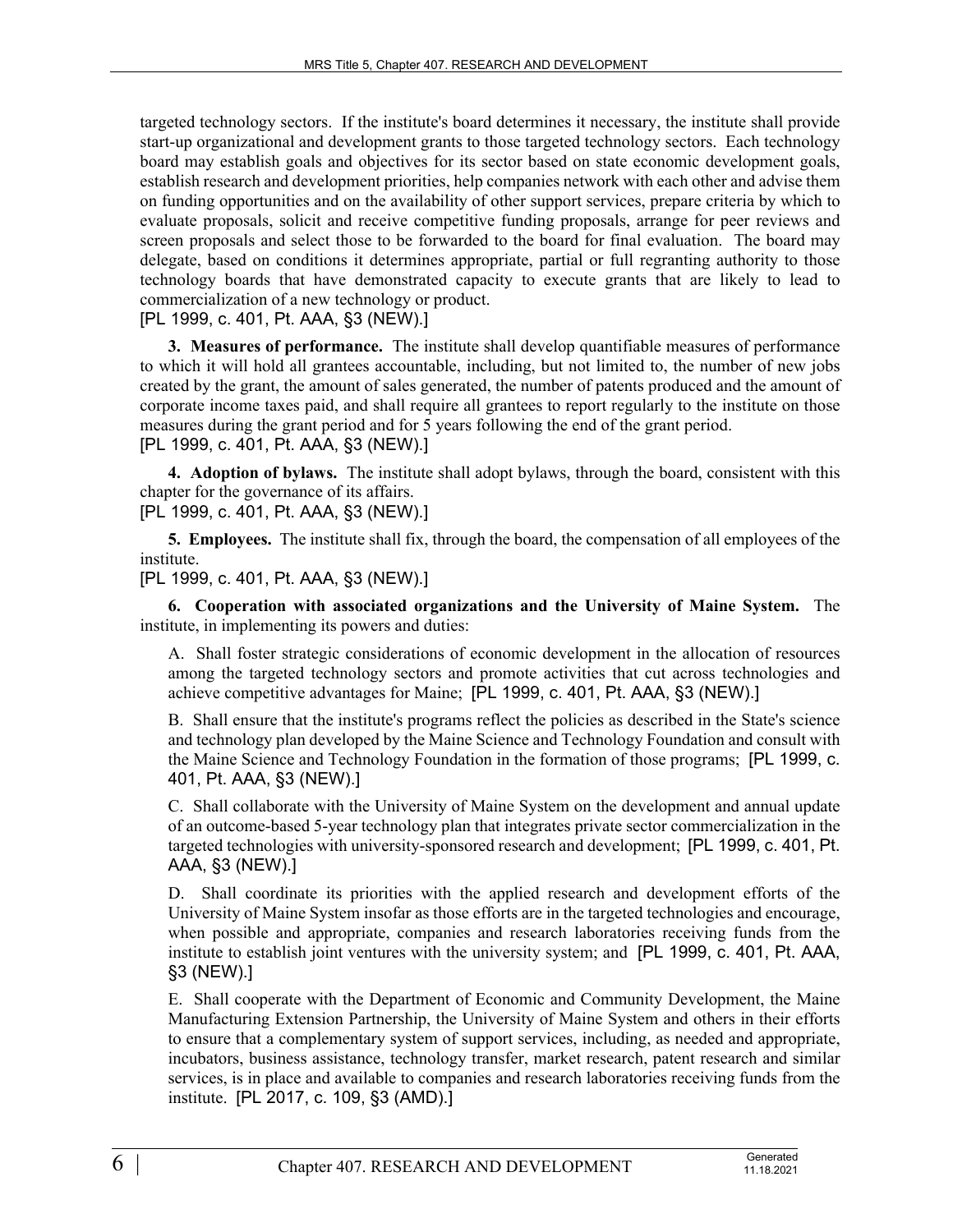targeted technology sectors. If the institute's board determines it necessary, the institute shall provide start-up organizational and development grants to those targeted technology sectors. Each technology board may establish goals and objectives for its sector based on state economic development goals, establish research and development priorities, help companies network with each other and advise them on funding opportunities and on the availability of other support services, prepare criteria by which to evaluate proposals, solicit and receive competitive funding proposals, arrange for peer reviews and screen proposals and select those to be forwarded to the board for final evaluation. The board may delegate, based on conditions it determines appropriate, partial or full regranting authority to those technology boards that have demonstrated capacity to execute grants that are likely to lead to commercialization of a new technology or product.
[PL 1999, c. 401, Pt. AAA, §3 (NEW).]

**3. Measures of performance.** The institute shall develop quantifiable measures of performance to which it will hold all grantees accountable, including, but not limited to, the number of new jobs created by the grant, the amount of sales generated, the number of patents produced and the amount of corporate income taxes paid, and shall require all grantees to report regularly to the institute on those measures during the grant period and for 5 years following the end of the grant period.
[PL 1999, c. 401, Pt. AAA, §3 (NEW).]

**4. Adoption of bylaws.** The institute shall adopt bylaws, through the board, consistent with this chapter for the governance of its affairs.
[PL 1999, c. 401, Pt. AAA, §3 (NEW).]

**5. Employees.** The institute shall fix, through the board, the compensation of all employees of the institute.
[PL 1999, c. 401, Pt. AAA, §3 (NEW).]

**6. Cooperation with associated organizations and the University of Maine System.** The institute, in implementing its powers and duties:

A. Shall foster strategic considerations of economic development in the allocation of resources among the targeted technology sectors and promote activities that cut across technologies and achieve competitive advantages for Maine; [PL 1999, c. 401, Pt. AAA, §3 (NEW).]

B. Shall ensure that the institute's programs reflect the policies as described in the State's science and technology plan developed by the Maine Science and Technology Foundation and consult with the Maine Science and Technology Foundation in the formation of those programs; [PL 1999, c. 401, Pt. AAA, §3 (NEW).]

C. Shall collaborate with the University of Maine System on the development and annual update of an outcome-based 5-year technology plan that integrates private sector commercialization in the targeted technologies with university-sponsored research and development; [PL 1999, c. 401, Pt. AAA, §3 (NEW).]

D. Shall coordinate its priorities with the applied research and development efforts of the University of Maine System insofar as those efforts are in the targeted technologies and encourage, when possible and appropriate, companies and research laboratories receiving funds from the institute to establish joint ventures with the university system; and [PL 1999, c. 401, Pt. AAA, §3 (NEW).]

E. Shall cooperate with the Department of Economic and Community Development, the Maine Manufacturing Extension Partnership, the University of Maine System and others in their efforts to ensure that a complementary system of support services, including, as needed and appropriate, incubators, business assistance, technology transfer, market research, patent research and similar services, is in place and available to companies and research laboratories receiving funds from the institute. [PL 2017, c. 109, §3 (AMD).]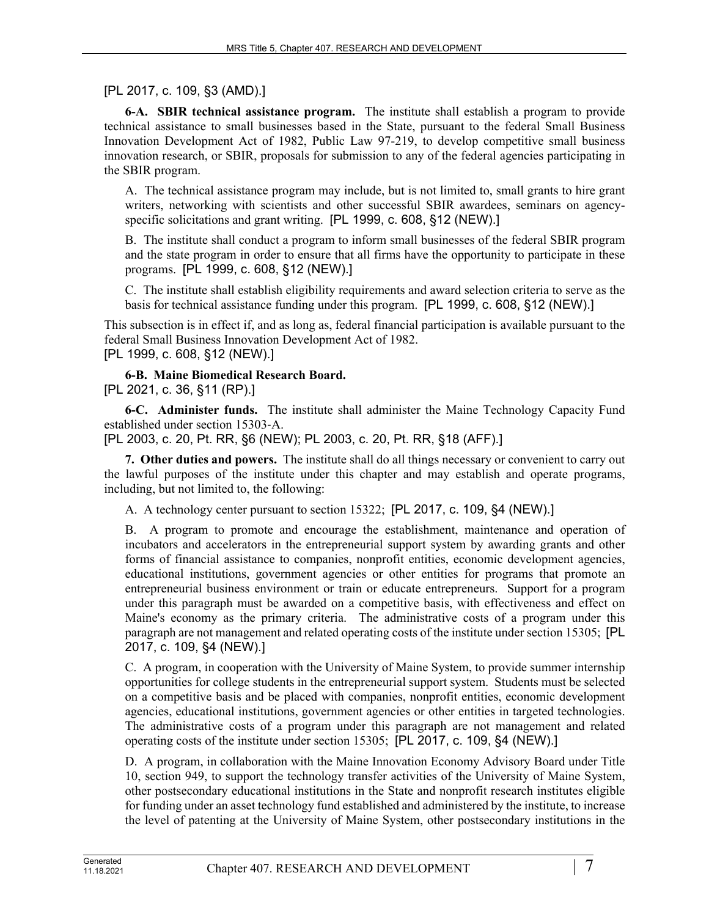[PL 2017, c. 109, §3 (AMD).]

**6-A. SBIR technical assistance program.** The institute shall establish a program to provide technical assistance to small businesses based in the State, pursuant to the federal Small Business Innovation Development Act of 1982, Public Law 97-219, to develop competitive small business innovation research, or SBIR, proposals for submission to any of the federal agencies participating in the SBIR program.

A. The technical assistance program may include, but is not limited to, small grants to hire grant writers, networking with scientists and other successful SBIR awardees, seminars on agency-specific solicitations and grant writing. [PL 1999, c. 608, §12 (NEW).]

B. The institute shall conduct a program to inform small businesses of the federal SBIR program and the state program in order to ensure that all firms have the opportunity to participate in these programs. [PL 1999, c. 608, §12 (NEW).]

C. The institute shall establish eligibility requirements and award selection criteria to serve as the basis for technical assistance funding under this program. [PL 1999, c. 608, §12 (NEW).]

This subsection is in effect if, and as long as, federal financial participation is available pursuant to the federal Small Business Innovation Development Act of 1982.
[PL 1999, c. 608, §12 (NEW).]

**6-B. Maine Biomedical Research Board.**
[PL 2021, c. 36, §11 (RP).]

**6-C. Administer funds.** The institute shall administer the Maine Technology Capacity Fund established under section 15303-A.
[PL 2003, c. 20, Pt. RR, §6 (NEW); PL 2003, c. 20, Pt. RR, §18 (AFF).]

**7. Other duties and powers.** The institute shall do all things necessary or convenient to carry out the lawful purposes of the institute under this chapter and may establish and operate programs, including, but not limited to, the following:

A. A technology center pursuant to section 15322; [PL 2017, c. 109, §4 (NEW).]

B. A program to promote and encourage the establishment, maintenance and operation of incubators and accelerators in the entrepreneurial support system by awarding grants and other forms of financial assistance to companies, nonprofit entities, economic development agencies, educational institutions, government agencies or other entities for programs that promote an entrepreneurial business environment or train or educate entrepreneurs. Support for a program under this paragraph must be awarded on a competitive basis, with effectiveness and effect on Maine's economy as the primary criteria. The administrative costs of a program under this paragraph are not management and related operating costs of the institute under section 15305; [PL 2017, c. 109, §4 (NEW).]

C. A program, in cooperation with the University of Maine System, to provide summer internship opportunities for college students in the entrepreneurial support system. Students must be selected on a competitive basis and be placed with companies, nonprofit entities, economic development agencies, educational institutions, government agencies or other entities in targeted technologies. The administrative costs of a program under this paragraph are not management and related operating costs of the institute under section 15305; [PL 2017, c. 109, §4 (NEW).]

D. A program, in collaboration with the Maine Innovation Economy Advisory Board under Title 10, section 949, to support the technology transfer activities of the University of Maine System, other postsecondary educational institutions in the State and nonprofit research institutes eligible for funding under an asset technology fund established and administered by the institute, to increase the level of patenting at the University of Maine System, other postsecondary institutions in the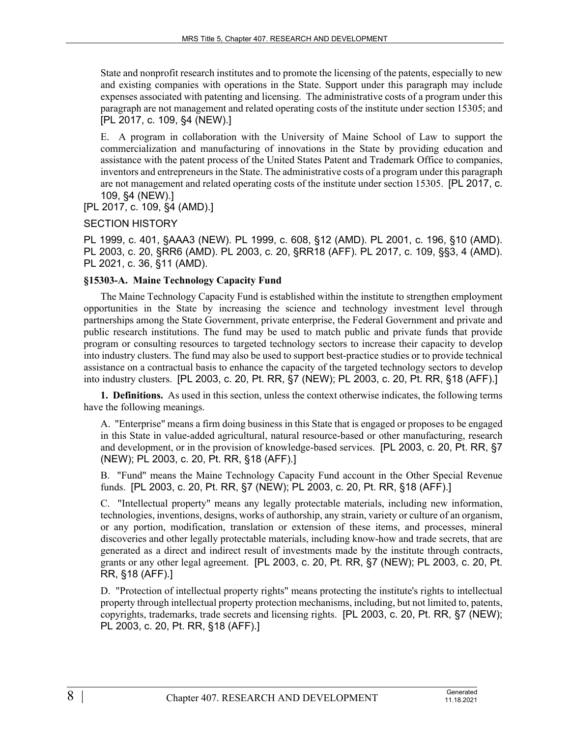State and nonprofit research institutes and to promote the licensing of the patents, especially to new and existing companies with operations in the State. Support under this paragraph may include expenses associated with patenting and licensing. The administrative costs of a program under this paragraph are not management and related operating costs of the institute under section 15305; and [PL 2017, c. 109, §4 (NEW).]

E. A program in collaboration with the University of Maine School of Law to support the commercialization and manufacturing of innovations in the State by providing education and assistance with the patent process of the United States Patent and Trademark Office to companies, inventors and entrepreneurs in the State. The administrative costs of a program under this paragraph are not management and related operating costs of the institute under section 15305. [PL 2017, c. 109, §4 (NEW).]

[PL 2017, c. 109, §4 (AMD).]

SECTION HISTORY

PL 1999, c. 401, §AAA3 (NEW). PL 1999, c. 608, §12 (AMD). PL 2001, c. 196, §10 (AMD). PL 2003, c. 20, §RR6 (AMD). PL 2003, c. 20, §RR18 (AFF). PL 2017, c. 109, §§3, 4 (AMD). PL 2021, c. 36, §11 (AMD).

**§15303-A. Maine Technology Capacity Fund**

The Maine Technology Capacity Fund is established within the institute to strengthen employment opportunities in the State by increasing the science and technology investment level through partnerships among the State Government, private enterprise, the Federal Government and private and public research institutions. The fund may be used to match public and private funds that provide program or consulting resources to targeted technology sectors to increase their capacity to develop into industry clusters. The fund may also be used to support best-practice studies or to provide technical assistance on a contractual basis to enhance the capacity of the targeted technology sectors to develop into industry clusters. [PL 2003, c. 20, Pt. RR, §7 (NEW); PL 2003, c. 20, Pt. RR, §18 (AFF).]

**1. Definitions.** As used in this section, unless the context otherwise indicates, the following terms have the following meanings.

A. "Enterprise" means a firm doing business in this State that is engaged or proposes to be engaged in this State in value-added agricultural, natural resource-based or other manufacturing, research and development, or in the provision of knowledge-based services. [PL 2003, c. 20, Pt. RR, §7 (NEW); PL 2003, c. 20, Pt. RR, §18 (AFF).]

B. "Fund" means the Maine Technology Capacity Fund account in the Other Special Revenue funds. [PL 2003, c. 20, Pt. RR, §7 (NEW); PL 2003, c. 20, Pt. RR, §18 (AFF).]

C. "Intellectual property" means any legally protectable materials, including new information, technologies, inventions, designs, works of authorship, any strain, variety or culture of an organism, or any portion, modification, translation or extension of these items, and processes, mineral discoveries and other legally protectable materials, including know-how and trade secrets, that are generated as a direct and indirect result of investments made by the institute through contracts, grants or any other legal agreement. [PL 2003, c. 20, Pt. RR, §7 (NEW); PL 2003, c. 20, Pt. RR, §18 (AFF).]

D. "Protection of intellectual property rights" means protecting the institute's rights to intellectual property through intellectual property protection mechanisms, including, but not limited to, patents, copyrights, trademarks, trade secrets and licensing rights. [PL 2003, c. 20, Pt. RR, §7 (NEW); PL 2003, c. 20, Pt. RR, §18 (AFF).]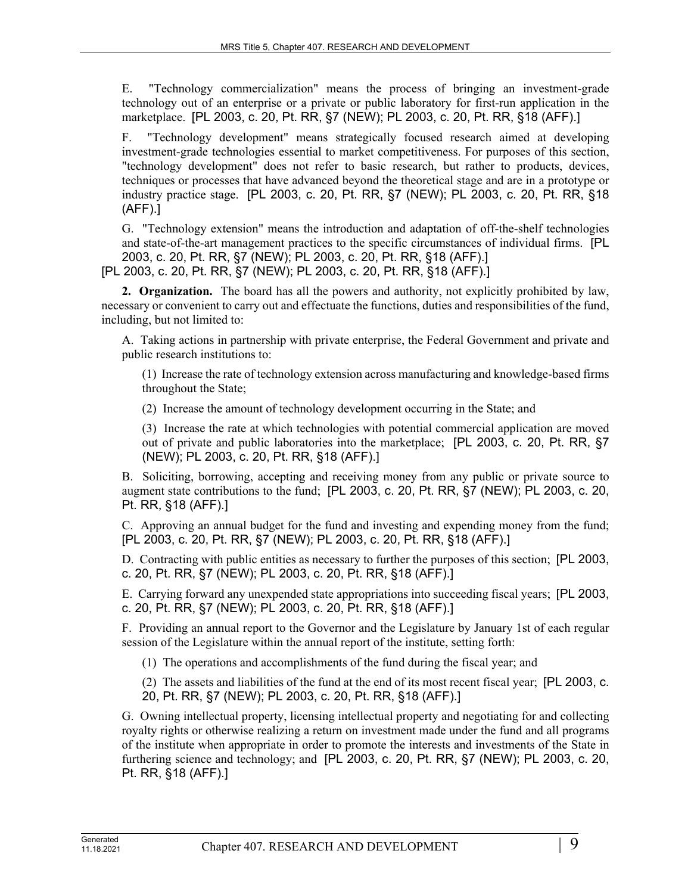E. "Technology commercialization" means the process of bringing an investment-grade technology out of an enterprise or a private or public laboratory for first-run application in the marketplace. [PL 2003, c. 20, Pt. RR, §7 (NEW); PL 2003, c. 20, Pt. RR, §18 (AFF).]

F. "Technology development" means strategically focused research aimed at developing investment-grade technologies essential to market competitiveness. For purposes of this section, "technology development" does not refer to basic research, but rather to products, devices, techniques or processes that have advanced beyond the theoretical stage and are in a prototype or industry practice stage. [PL 2003, c. 20, Pt. RR, §7 (NEW); PL 2003, c. 20, Pt. RR, §18 (AFF).]

G. "Technology extension" means the introduction and adaptation of off-the-shelf technologies and state-of-the-art management practices to the specific circumstances of individual firms. [PL 2003, c. 20, Pt. RR, §7 (NEW); PL 2003, c. 20, Pt. RR, §18 (AFF).]

[PL 2003, c. 20, Pt. RR, §7 (NEW); PL 2003, c. 20, Pt. RR, §18 (AFF).]

**2. Organization.** The board has all the powers and authority, not explicitly prohibited by law, necessary or convenient to carry out and effectuate the functions, duties and responsibilities of the fund, including, but not limited to:

A. Taking actions in partnership with private enterprise, the Federal Government and private and public research institutions to:

(1) Increase the rate of technology extension across manufacturing and knowledge-based firms throughout the State;

(2) Increase the amount of technology development occurring in the State; and

(3) Increase the rate at which technologies with potential commercial application are moved out of private and public laboratories into the marketplace; [PL 2003, c. 20, Pt. RR, §7 (NEW); PL 2003, c. 20, Pt. RR, §18 (AFF).]

B. Soliciting, borrowing, accepting and receiving money from any public or private source to augment state contributions to the fund; [PL 2003, c. 20, Pt. RR, §7 (NEW); PL 2003, c. 20, Pt. RR, §18 (AFF).]

C. Approving an annual budget for the fund and investing and expending money from the fund; [PL 2003, c. 20, Pt. RR, §7 (NEW); PL 2003, c. 20, Pt. RR, §18 (AFF).]

D. Contracting with public entities as necessary to further the purposes of this section; [PL 2003, c. 20, Pt. RR, §7 (NEW); PL 2003, c. 20, Pt. RR, §18 (AFF).]

E. Carrying forward any unexpended state appropriations into succeeding fiscal years; [PL 2003, c. 20, Pt. RR, §7 (NEW); PL 2003, c. 20, Pt. RR, §18 (AFF).]

F. Providing an annual report to the Governor and the Legislature by January 1st of each regular session of the Legislature within the annual report of the institute, setting forth:

(1) The operations and accomplishments of the fund during the fiscal year; and

(2) The assets and liabilities of the fund at the end of its most recent fiscal year; [PL 2003, c. 20, Pt. RR, §7 (NEW); PL 2003, c. 20, Pt. RR, §18 (AFF).]

G. Owning intellectual property, licensing intellectual property and negotiating for and collecting royalty rights or otherwise realizing a return on investment made under the fund and all programs of the institute when appropriate in order to promote the interests and investments of the State in furthering science and technology; and [PL 2003, c. 20, Pt. RR, §7 (NEW); PL 2003, c. 20, Pt. RR, §18 (AFF).]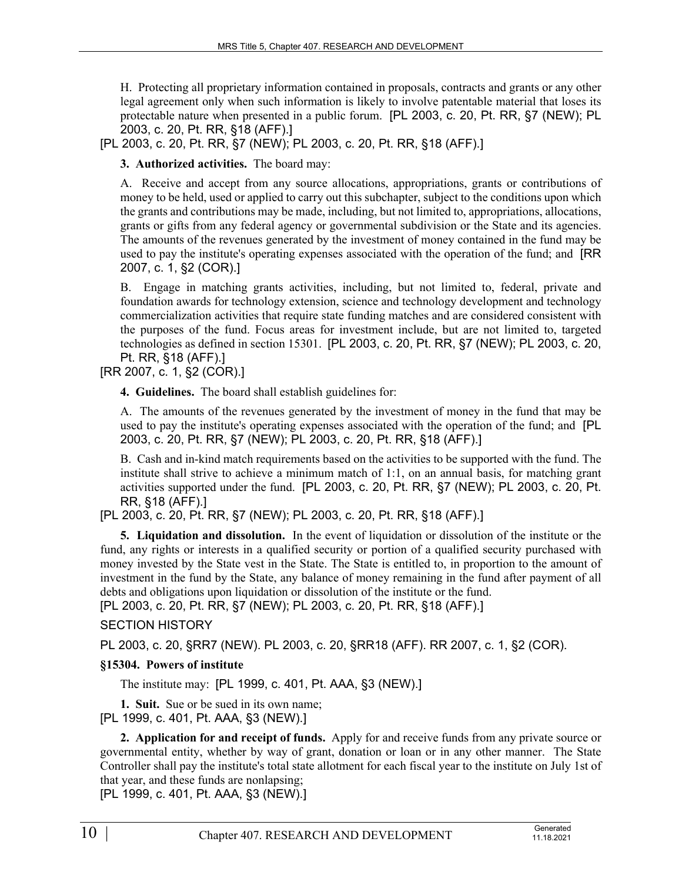H. Protecting all proprietary information contained in proposals, contracts and grants or any other legal agreement only when such information is likely to involve patentable material that loses its protectable nature when presented in a public forum. [PL 2003, c. 20, Pt. RR, §7 (NEW); PL 2003, c. 20, Pt. RR, §18 (AFF).]

[PL 2003, c. 20, Pt. RR, §7 (NEW); PL 2003, c. 20, Pt. RR, §18 (AFF).]

**3. Authorized activities.** The board may:

A. Receive and accept from any source allocations, appropriations, grants or contributions of money to be held, used or applied to carry out this subchapter, subject to the conditions upon which the grants and contributions may be made, including, but not limited to, appropriations, allocations, grants or gifts from any federal agency or governmental subdivision or the State and its agencies. The amounts of the revenues generated by the investment of money contained in the fund may be used to pay the institute's operating expenses associated with the operation of the fund; and [RR 2007, c. 1, §2 (COR).]

B. Engage in matching grants activities, including, but not limited to, federal, private and foundation awards for technology extension, science and technology development and technology commercialization activities that require state funding matches and are considered consistent with the purposes of the fund. Focus areas for investment include, but are not limited to, targeted technologies as defined in section 15301. [PL 2003, c. 20, Pt. RR, §7 (NEW); PL 2003, c. 20, Pt. RR, §18 (AFF).]

[RR 2007, c. 1, §2 (COR).]

**4. Guidelines.** The board shall establish guidelines for:

A. The amounts of the revenues generated by the investment of money in the fund that may be used to pay the institute's operating expenses associated with the operation of the fund; and [PL 2003, c. 20, Pt. RR, §7 (NEW); PL 2003, c. 20, Pt. RR, §18 (AFF).]

B. Cash and in-kind match requirements based on the activities to be supported with the fund. The institute shall strive to achieve a minimum match of 1:1, on an annual basis, for matching grant activities supported under the fund. [PL 2003, c. 20, Pt. RR, §7 (NEW); PL 2003, c. 20, Pt. RR, §18 (AFF).]

[PL 2003, c. 20, Pt. RR, §7 (NEW); PL 2003, c. 20, Pt. RR, §18 (AFF).]

**5. Liquidation and dissolution.** In the event of liquidation or dissolution of the institute or the fund, any rights or interests in a qualified security or portion of a qualified security purchased with money invested by the State vest in the State. The State is entitled to, in proportion to the amount of investment in the fund by the State, any balance of money remaining in the fund after payment of all debts and obligations upon liquidation or dissolution of the institute or the fund.

[PL 2003, c. 20, Pt. RR, §7 (NEW); PL 2003, c. 20, Pt. RR, §18 (AFF).]

SECTION HISTORY

PL 2003, c. 20, §RR7 (NEW). PL 2003, c. 20, §RR18 (AFF). RR 2007, c. 1, §2 (COR).

### §15304. Powers of institute

The institute may: [PL 1999, c. 401, Pt. AAA, §3 (NEW).]

**1. Suit.** Sue or be sued in its own name;

[PL 1999, c. 401, Pt. AAA, §3 (NEW).]

**2. Application for and receipt of funds.** Apply for and receive funds from any private source or governmental entity, whether by way of grant, donation or loan or in any other manner. The State Controller shall pay the institute's total state allotment for each fiscal year to the institute on July 1st of that year, and these funds are nonlapsing;

[PL 1999, c. 401, Pt. AAA, §3 (NEW).]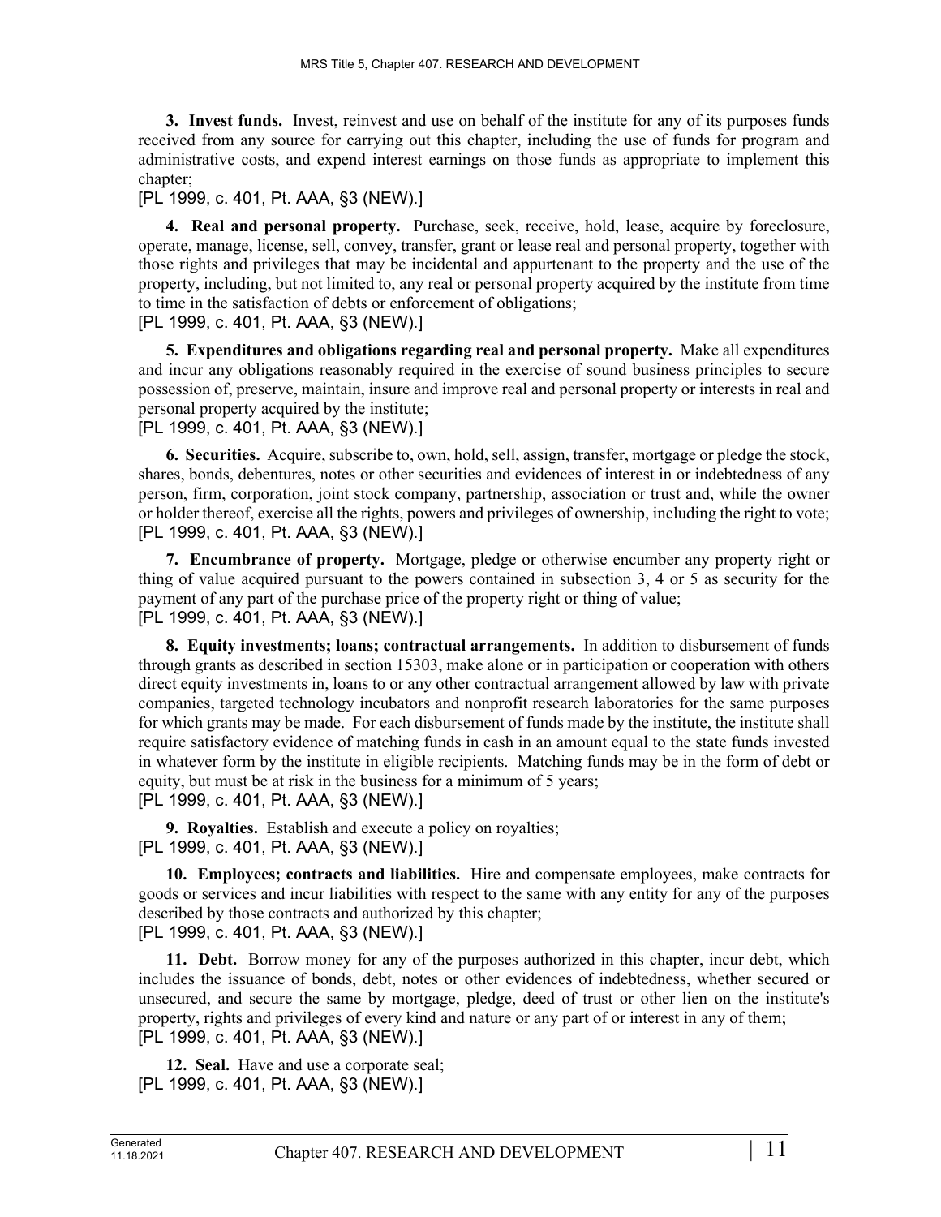**3. Invest funds.** Invest, reinvest and use on behalf of the institute for any of its purposes funds received from any source for carrying out this chapter, including the use of funds for program and administrative costs, and expend interest earnings on those funds as appropriate to implement this chapter;

[PL 1999, c. 401, Pt. AAA, §3 (NEW).]

**4. Real and personal property.** Purchase, seek, receive, hold, lease, acquire by foreclosure, operate, manage, license, sell, convey, transfer, grant or lease real and personal property, together with those rights and privileges that may be incidental and appurtenant to the property and the use of the property, including, but not limited to, any real or personal property acquired by the institute from time to time in the satisfaction of debts or enforcement of obligations;

[PL 1999, c. 401, Pt. AAA, §3 (NEW).]

**5. Expenditures and obligations regarding real and personal property.** Make all expenditures and incur any obligations reasonably required in the exercise of sound business principles to secure possession of, preserve, maintain, insure and improve real and personal property or interests in real and personal property acquired by the institute;

[PL 1999, c. 401, Pt. AAA, §3 (NEW).]

**6. Securities.** Acquire, subscribe to, own, hold, sell, assign, transfer, mortgage or pledge the stock, shares, bonds, debentures, notes or other securities and evidences of interest in or indebtedness of any person, firm, corporation, joint stock company, partnership, association or trust and, while the owner or holder thereof, exercise all the rights, powers and privileges of ownership, including the right to vote;

[PL 1999, c. 401, Pt. AAA, §3 (NEW).]

**7. Encumbrance of property.** Mortgage, pledge or otherwise encumber any property right or thing of value acquired pursuant to the powers contained in subsection 3, 4 or 5 as security for the payment of any part of the purchase price of the property right or thing of value;

[PL 1999, c. 401, Pt. AAA, §3 (NEW).]

**8. Equity investments; loans; contractual arrangements.** In addition to disbursement of funds through grants as described in section 15303, make alone or in participation or cooperation with others direct equity investments in, loans to or any other contractual arrangement allowed by law with private companies, targeted technology incubators and nonprofit research laboratories for the same purposes for which grants may be made. For each disbursement of funds made by the institute, the institute shall require satisfactory evidence of matching funds in cash in an amount equal to the state funds invested in whatever form by the institute in eligible recipients. Matching funds may be in the form of debt or equity, but must be at risk in the business for a minimum of 5 years;

[PL 1999, c. 401, Pt. AAA, §3 (NEW).]

**9. Royalties.** Establish and execute a policy on royalties;

[PL 1999, c. 401, Pt. AAA, §3 (NEW).]

**10. Employees; contracts and liabilities.** Hire and compensate employees, make contracts for goods or services and incur liabilities with respect to the same with any entity for any of the purposes described by those contracts and authorized by this chapter;

[PL 1999, c. 401, Pt. AAA, §3 (NEW).]

**11. Debt.** Borrow money for any of the purposes authorized in this chapter, incur debt, which includes the issuance of bonds, debt, notes or other evidences of indebtedness, whether secured or unsecured, and secure the same by mortgage, pledge, deed of trust or other lien on the institute's property, rights and privileges of every kind and nature or any part of or interest in any of them;

[PL 1999, c. 401, Pt. AAA, §3 (NEW).]

**12. Seal.** Have and use a corporate seal;

[PL 1999, c. 401, Pt. AAA, §3 (NEW).]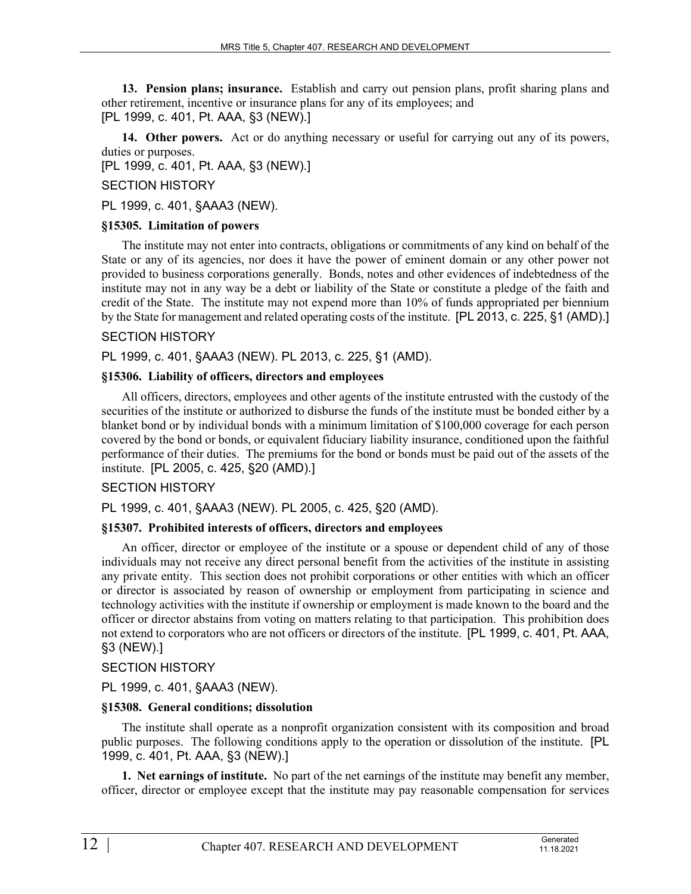**13. Pension plans; insurance.** Establish and carry out pension plans, profit sharing plans and other retirement, incentive or insurance plans for any of its employees; and
[PL 1999, c. 401, Pt. AAA, §3 (NEW).]

**14. Other powers.** Act or do anything necessary or useful for carrying out any of its powers, duties or purposes.
[PL 1999, c. 401, Pt. AAA, §3 (NEW).]

SECTION HISTORY

PL 1999, c. 401, §AAA3 (NEW).

### §15305. Limitation of powers

The institute may not enter into contracts, obligations or commitments of any kind on behalf of the State or any of its agencies, nor does it have the power of eminent domain or any other power not provided to business corporations generally. Bonds, notes and other evidences of indebtedness of the institute may not in any way be a debt or liability of the State or constitute a pledge of the faith and credit of the State. The institute may not expend more than 10% of funds appropriated per biennium by the State for management and related operating costs of the institute. [PL 2013, c. 225, §1 (AMD).]

SECTION HISTORY

PL 1999, c. 401, §AAA3 (NEW). PL 2013, c. 225, §1 (AMD).

### §15306. Liability of officers, directors and employees

All officers, directors, employees and other agents of the institute entrusted with the custody of the securities of the institute or authorized to disburse the funds of the institute must be bonded either by a blanket bond or by individual bonds with a minimum limitation of $100,000 coverage for each person covered by the bond or bonds, or equivalent fiduciary liability insurance, conditioned upon the faithful performance of their duties. The premiums for the bond or bonds must be paid out of the assets of the institute. [PL 2005, c. 425, §20 (AMD).]

SECTION HISTORY

PL 1999, c. 401, §AAA3 (NEW). PL 2005, c. 425, §20 (AMD).

### §15307. Prohibited interests of officers, directors and employees

An officer, director or employee of the institute or a spouse or dependent child of any of those individuals may not receive any direct personal benefit from the activities of the institute in assisting any private entity. This section does not prohibit corporations or other entities with which an officer or director is associated by reason of ownership or employment from participating in science and technology activities with the institute if ownership or employment is made known to the board and the officer or director abstains from voting on matters relating to that participation. This prohibition does not extend to corporators who are not officers or directors of the institute. [PL 1999, c. 401, Pt. AAA, §3 (NEW).]

SECTION HISTORY

PL 1999, c. 401, §AAA3 (NEW).

### §15308. General conditions; dissolution

The institute shall operate as a nonprofit organization consistent with its composition and broad public purposes. The following conditions apply to the operation or dissolution of the institute. [PL 1999, c. 401, Pt. AAA, §3 (NEW).]

**1. Net earnings of institute.** No part of the net earnings of the institute may benefit any member, officer, director or employee except that the institute may pay reasonable compensation for services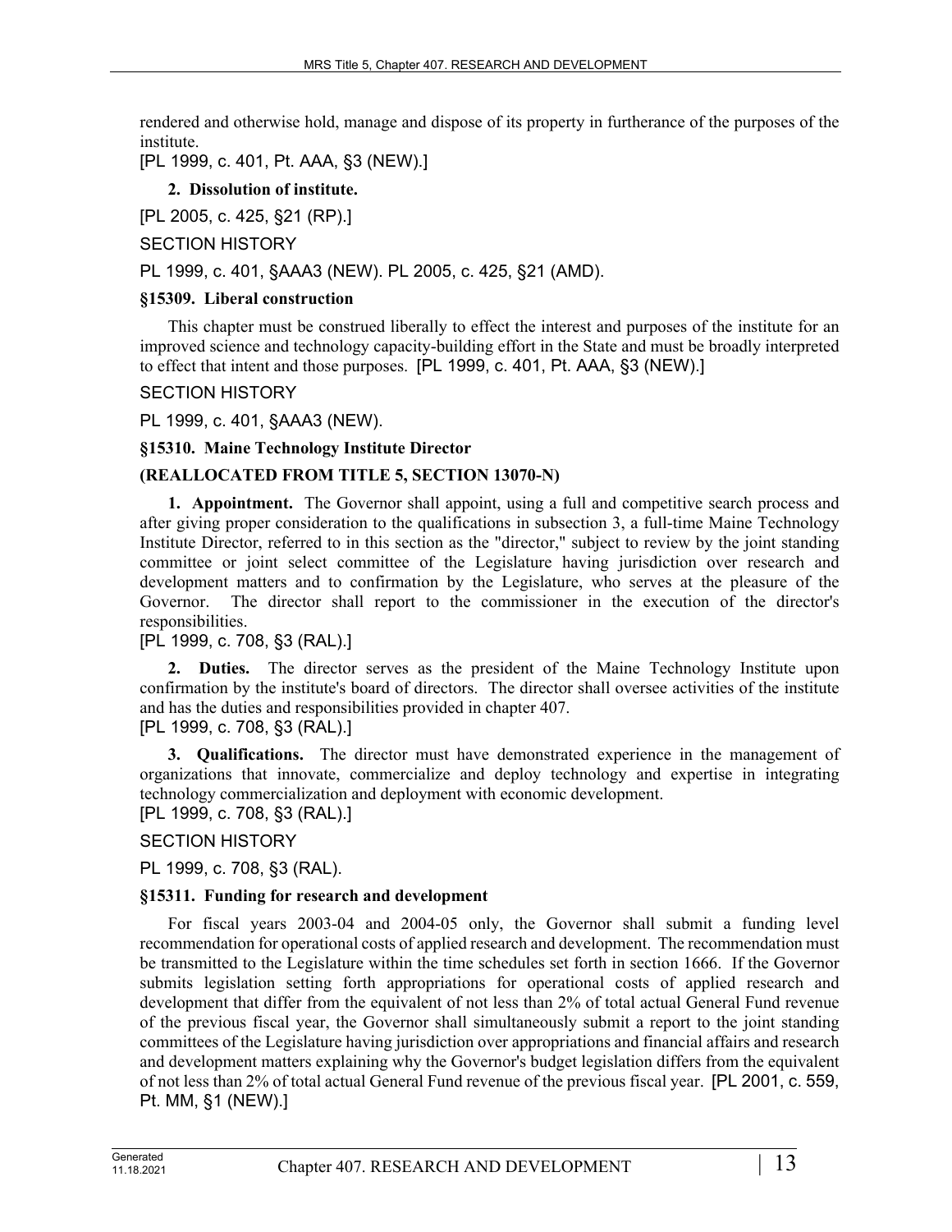rendered and otherwise hold, manage and dispose of its property in furtherance of the purposes of the institute.

[PL 1999, c. 401, Pt. AAA, §3 (NEW).]

**2. Dissolution of institute.**

[PL 2005, c. 425, §21 (RP).]

SECTION HISTORY

PL 1999, c. 401, §AAA3 (NEW). PL 2005, c. 425, §21 (AMD).

**§15309. Liberal construction**

This chapter must be construed liberally to effect the interest and purposes of the institute for an improved science and technology capacity-building effort in the State and must be broadly interpreted to effect that intent and those purposes. [PL 1999, c. 401, Pt. AAA, §3 (NEW).]

SECTION HISTORY

PL 1999, c. 401, §AAA3 (NEW).

**§15310. Maine Technology Institute Director**

**(REALLOCATED FROM TITLE 5, SECTION 13070-N)**

**1. Appointment.** The Governor shall appoint, using a full and competitive search process and after giving proper consideration to the qualifications in subsection 3, a full-time Maine Technology Institute Director, referred to in this section as the "director," subject to review by the joint standing committee or joint select committee of the Legislature having jurisdiction over research and development matters and to confirmation by the Legislature, who serves at the pleasure of the Governor. The director shall report to the commissioner in the execution of the director's responsibilities.

[PL 1999, c. 708, §3 (RAL).]

**2. Duties.** The director serves as the president of the Maine Technology Institute upon confirmation by the institute's board of directors. The director shall oversee activities of the institute and has the duties and responsibilities provided in chapter 407.

[PL 1999, c. 708, §3 (RAL).]

**3. Qualifications.** The director must have demonstrated experience in the management of organizations that innovate, commercialize and deploy technology and expertise in integrating technology commercialization and deployment with economic development.

[PL 1999, c. 708, §3 (RAL).]

SECTION HISTORY

PL 1999, c. 708, §3 (RAL).

**§15311. Funding for research and development**

For fiscal years 2003-04 and 2004-05 only, the Governor shall submit a funding level recommendation for operational costs of applied research and development. The recommendation must be transmitted to the Legislature within the time schedules set forth in section 1666. If the Governor submits legislation setting forth appropriations for operational costs of applied research and development that differ from the equivalent of not less than 2% of total actual General Fund revenue of the previous fiscal year, the Governor shall simultaneously submit a report to the joint standing committees of the Legislature having jurisdiction over appropriations and financial affairs and research and development matters explaining why the Governor's budget legislation differs from the equivalent of not less than 2% of total actual General Fund revenue of the previous fiscal year. [PL 2001, c. 559, Pt. MM, §1 (NEW).]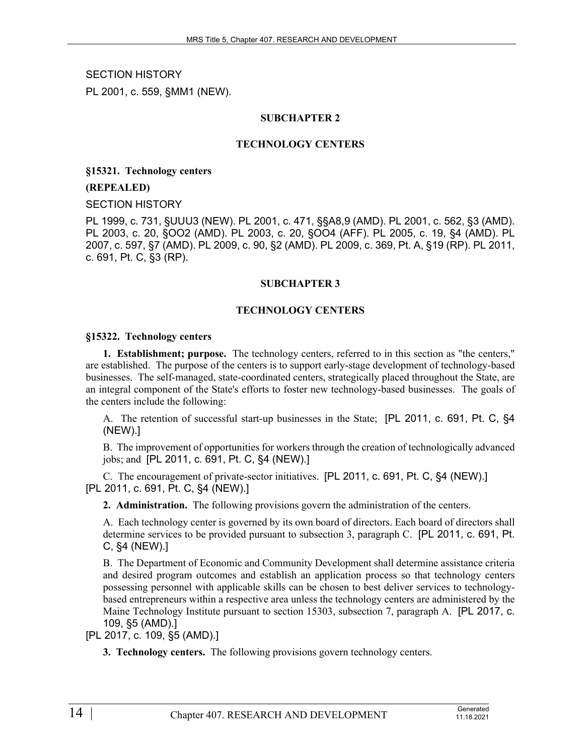SECTION HISTORY

PL 2001, c. 559, §MM1 (NEW).

## SUBCHAPTER 2

## TECHNOLOGY CENTERS

### §15321. Technology centers

**(REPEALED)**

SECTION HISTORY

PL 1999, c. 731, §UUU3 (NEW). PL 2001, c. 471, §§A8,9 (AMD). PL 2001, c. 562, §3 (AMD). PL 2003, c. 20, §OO2 (AMD). PL 2003, c. 20, §OO4 (AFF). PL 2005, c. 19, §4 (AMD). PL 2007, c. 597, §7 (AMD). PL 2009, c. 90, §2 (AMD). PL 2009, c. 369, Pt. A, §19 (RP). PL 2011, c. 691, Pt. C, §3 (RP).

## SUBCHAPTER 3

## TECHNOLOGY CENTERS

### §15322. Technology centers

**1. Establishment; purpose.** The technology centers, referred to in this section as "the centers," are established. The purpose of the centers is to support early-stage development of technology-based businesses. The self-managed, state-coordinated centers, strategically placed throughout the State, are an integral component of the State's efforts to foster new technology-based businesses. The goals of the centers include the following:

A. The retention of successful start-up businesses in the State; [PL 2011, c. 691, Pt. C, §4 (NEW).]

B. The improvement of opportunities for workers through the creation of technologically advanced jobs; and [PL 2011, c. 691, Pt. C, §4 (NEW).]

C. The encouragement of private-sector initiatives. [PL 2011, c. 691, Pt. C, §4 (NEW).]

[PL 2011, c. 691, Pt. C, §4 (NEW).]

**2. Administration.** The following provisions govern the administration of the centers.

A. Each technology center is governed by its own board of directors. Each board of directors shall determine services to be provided pursuant to subsection 3, paragraph C. [PL 2011, c. 691, Pt. C, §4 (NEW).]

B. The Department of Economic and Community Development shall determine assistance criteria and desired program outcomes and establish an application process so that technology centers possessing personnel with applicable skills can be chosen to best deliver services to technology-based entrepreneurs within a respective area unless the technology centers are administered by the Maine Technology Institute pursuant to section 15303, subsection 7, paragraph A. [PL 2017, c. 109, §5 (AMD).]

[PL 2017, c. 109, §5 (AMD).]

**3. Technology centers.** The following provisions govern technology centers.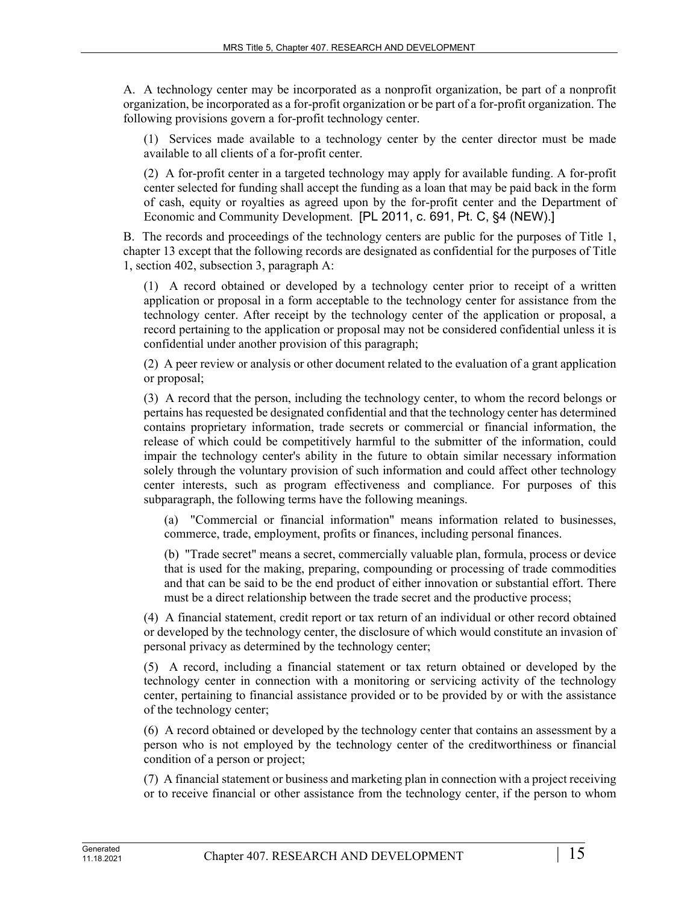A. A technology center may be incorporated as a nonprofit organization, be part of a nonprofit organization, be incorporated as a for-profit organization or be part of a for-profit organization. The following provisions govern a for-profit technology center.

(1) Services made available to a technology center by the center director must be made available to all clients of a for-profit center.

(2) A for-profit center in a targeted technology may apply for available funding. A for-profit center selected for funding shall accept the funding as a loan that may be paid back in the form of cash, equity or royalties as agreed upon by the for-profit center and the Department of Economic and Community Development. [PL 2011, c. 691, Pt. C, §4 (NEW).]

B. The records and proceedings of the technology centers are public for the purposes of Title 1, chapter 13 except that the following records are designated as confidential for the purposes of Title 1, section 402, subsection 3, paragraph A:

(1) A record obtained or developed by a technology center prior to receipt of a written application or proposal in a form acceptable to the technology center for assistance from the technology center. After receipt by the technology center of the application or proposal, a record pertaining to the application or proposal may not be considered confidential unless it is confidential under another provision of this paragraph;

(2) A peer review or analysis or other document related to the evaluation of a grant application or proposal;

(3) A record that the person, including the technology center, to whom the record belongs or pertains has requested be designated confidential and that the technology center has determined contains proprietary information, trade secrets or commercial or financial information, the release of which could be competitively harmful to the submitter of the information, could impair the technology center's ability in the future to obtain similar necessary information solely through the voluntary provision of such information and could affect other technology center interests, such as program effectiveness and compliance. For purposes of this subparagraph, the following terms have the following meanings.

(a) "Commercial or financial information" means information related to businesses, commerce, trade, employment, profits or finances, including personal finances.

(b) "Trade secret" means a secret, commercially valuable plan, formula, process or device that is used for the making, preparing, compounding or processing of trade commodities and that can be said to be the end product of either innovation or substantial effort. There must be a direct relationship between the trade secret and the productive process;

(4) A financial statement, credit report or tax return of an individual or other record obtained or developed by the technology center, the disclosure of which would constitute an invasion of personal privacy as determined by the technology center;

(5) A record, including a financial statement or tax return obtained or developed by the technology center in connection with a monitoring or servicing activity of the technology center, pertaining to financial assistance provided or to be provided by or with the assistance of the technology center;

(6) A record obtained or developed by the technology center that contains an assessment by a person who is not employed by the technology center of the creditworthiness or financial condition of a person or project;

(7) A financial statement or business and marketing plan in connection with a project receiving or to receive financial or other assistance from the technology center, if the person to whom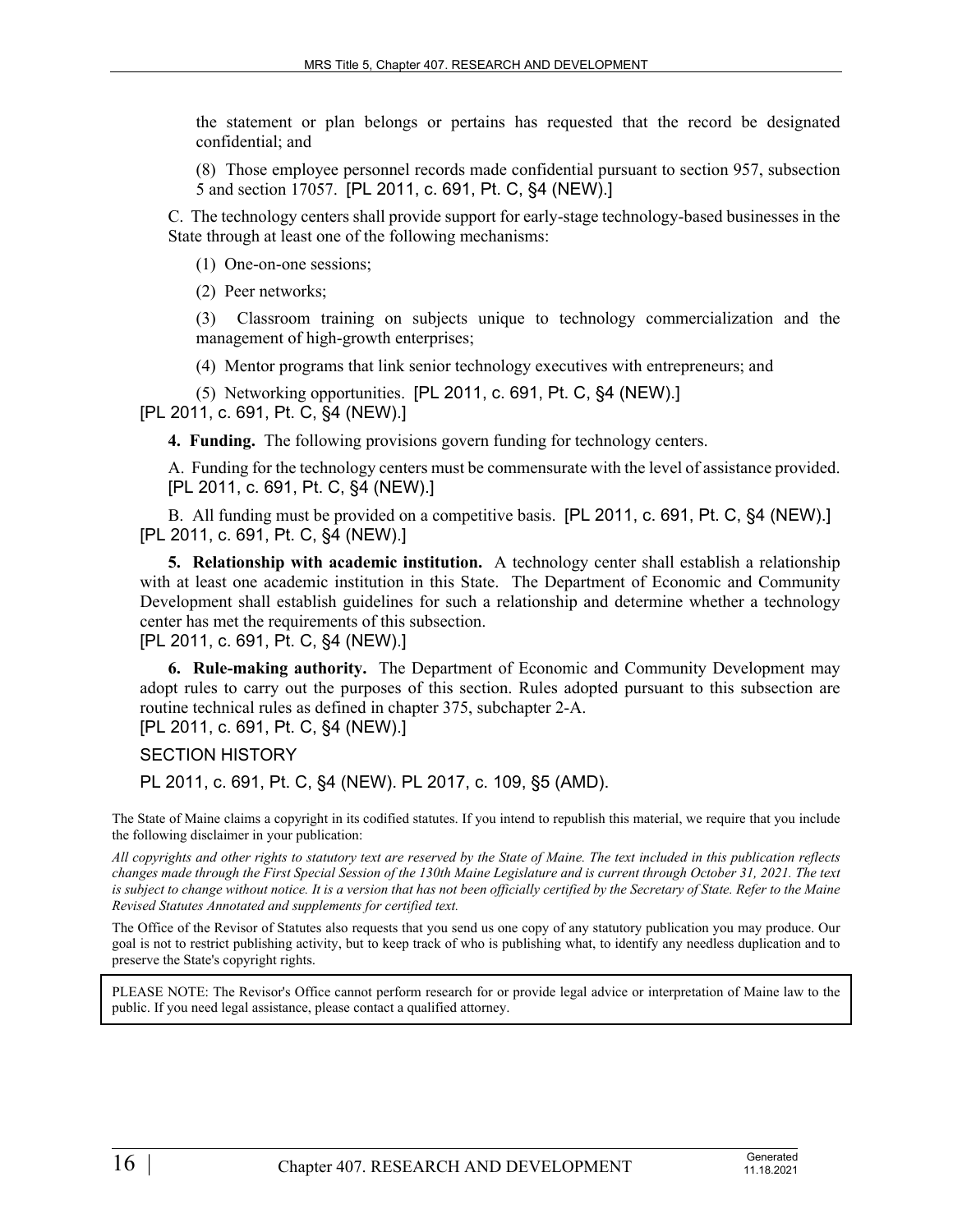the statement or plan belongs or pertains has requested that the record be designated confidential; and

(8) Those employee personnel records made confidential pursuant to section 957, subsection 5 and section 17057. [PL 2011, c. 691, Pt. C, §4 (NEW).]

C. The technology centers shall provide support for early-stage technology-based businesses in the State through at least one of the following mechanisms:

(1) One-on-one sessions;

(2) Peer networks;

(3) Classroom training on subjects unique to technology commercialization and the management of high-growth enterprises;

(4) Mentor programs that link senior technology executives with entrepreneurs; and

(5) Networking opportunities. [PL 2011, c. 691, Pt. C, §4 (NEW).]

[PL 2011, c. 691, Pt. C, §4 (NEW).]

**4. Funding.** The following provisions govern funding for technology centers.

A. Funding for the technology centers must be commensurate with the level of assistance provided. [PL 2011, c. 691, Pt. C, §4 (NEW).]

B. All funding must be provided on a competitive basis. [PL 2011, c. 691, Pt. C, §4 (NEW).]

[PL 2011, c. 691, Pt. C, §4 (NEW).]

**5. Relationship with academic institution.** A technology center shall establish a relationship with at least one academic institution in this State. The Department of Economic and Community Development shall establish guidelines for such a relationship and determine whether a technology center has met the requirements of this subsection.

[PL 2011, c. 691, Pt. C, §4 (NEW).]

**6. Rule-making authority.** The Department of Economic and Community Development may adopt rules to carry out the purposes of this section. Rules adopted pursuant to this subsection are routine technical rules as defined in chapter 375, subchapter 2-A.

[PL 2011, c. 691, Pt. C, §4 (NEW).]

SECTION HISTORY

PL 2011, c. 691, Pt. C, §4 (NEW). PL 2017, c. 109, §5 (AMD).

The State of Maine claims a copyright in its codified statutes. If you intend to republish this material, we require that you include the following disclaimer in your publication:

*All copyrights and other rights to statutory text are reserved by the State of Maine. The text included in this publication reflects changes made through the First Special Session of the 130th Maine Legislature and is current through October 31, 2021. The text is subject to change without notice. It is a version that has not been officially certified by the Secretary of State. Refer to the Maine Revised Statutes Annotated and supplements for certified text.*

The Office of the Revisor of Statutes also requests that you send us one copy of any statutory publication you may produce. Our goal is not to restrict publishing activity, but to keep track of who is publishing what, to identify any needless duplication and to preserve the State's copyright rights.

PLEASE NOTE: The Revisor's Office cannot perform research for or provide legal advice or interpretation of Maine law to the public. If you need legal assistance, please contact a qualified attorney.